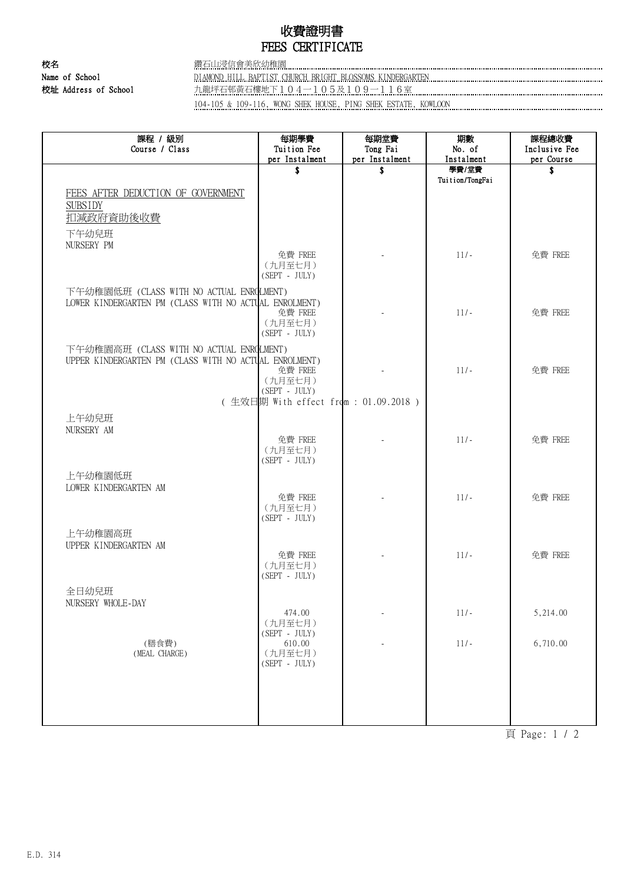# 收費證明書
# FEES CERTIFICATE

**校名**
**Name of School**

鑽石山浸信會美欣幼稚園
DIAMOND HILL BAPTIST CHURCH BRIGHT BLOSSOMS KINDERGARTEN

**校址 Address of School**

九龍坪石邨黃石樓地下１０４－１０５及１０９－１１６室
104-105 & 109-116, WONG SHEK HOUSE, PING SHEK ESTATE, KOWLOON

| 課程 / 級別<br>Course / Class | 每期學費<br>Tuition Fee<br>per Instalment | 每期堂費<br>Tong Fai<br>per Instalment | 期數<br>No. of<br>Instalment | 課程總收費<br>Inclusive Fee<br>per Course |
|---|---|---|---|---|
| | $ | $ | 學費/堂費<br>Tuition/TongFai | $ |
| FEES AFTER DEDUCTION OF GOVERNMENT SUBSIDY<br>扣減政府資助後收費 | | | | |
| 下午幼兒班<br>NURSERY PM | 免費 FREE<br>（九月至七月）<br>(SEPT - JULY) | - | 11/- | 免費 FREE |
| 下午幼稚園低班 (CLASS WITH NO ACTUAL ENROLMENT)<br>LOWER KINDERGARTEN PM (CLASS WITH NO ACTUAL ENROLMENT) | 免費 FREE<br>（九月至七月）<br>(SEPT - JULY) | - | 11/- | 免費 FREE |
| 下午幼稚園高班 (CLASS WITH NO ACTUAL ENROLMENT)<br>UPPER KINDERGARTEN PM (CLASS WITH NO ACTUAL ENROLMENT) | 免費 FREE<br>（九月至七月）<br>(SEPT - JULY) | - | 11/- | 免費 FREE |
| ( 生效日期 With effect from : 01.09.2018 ) | | | | |
| 上午幼兒班<br>NURSERY AM | 免費 FREE<br>（九月至七月）<br>(SEPT - JULY) | - | 11/- | 免費 FREE |
| 上午幼稚園低班<br>LOWER KINDERGARTEN AM | 免費 FREE<br>（九月至七月）<br>(SEPT - JULY) | - | 11/- | 免費 FREE |
| 上午幼稚園高班<br>UPPER KINDERGARTEN AM | 免費 FREE<br>（九月至七月）<br>(SEPT - JULY) | - | 11/- | 免費 FREE |
| 全日幼兒班<br>NURSERY WHOLE-DAY | 474.00<br>（九月至七月）<br>(SEPT - JULY) | - | 11/- | 5,214.00 |
| (膳食費)<br>(MEAL CHARGE) | 610.00<br>（九月至七月）<br>(SEPT - JULY) | - | 11/- | 6,710.00 |

E.D. 314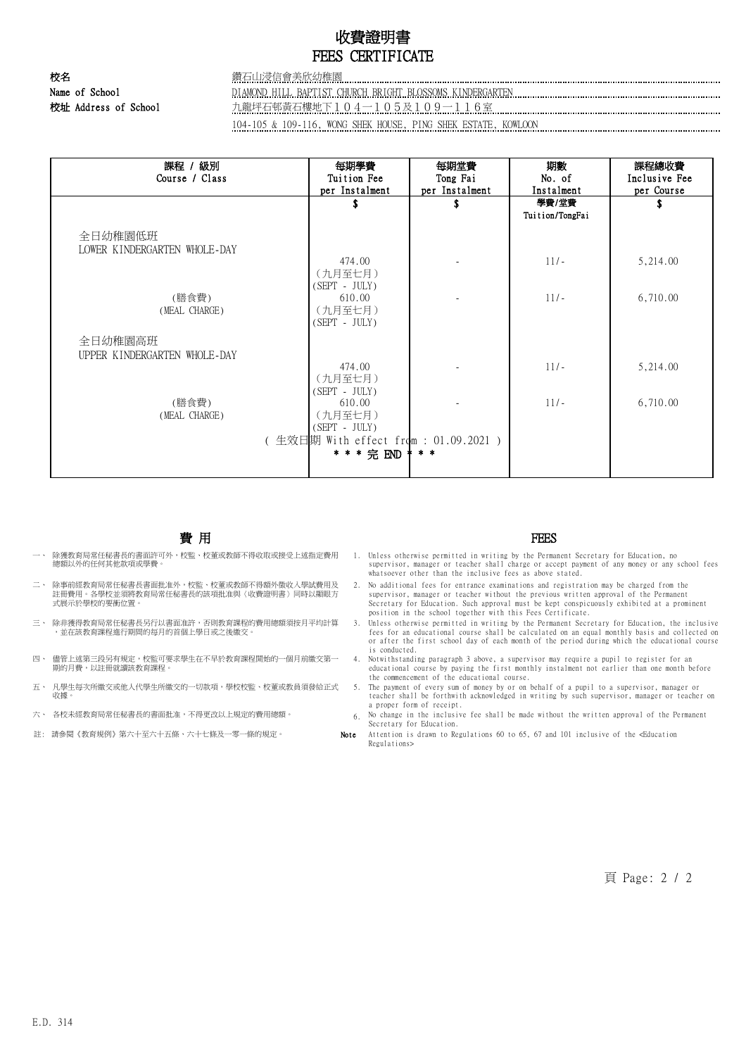# 收費證明書
# FEES CERTIFICATE

**校名**
**Name of School** 鑽石山浸信會美欣幼稚園
DIAMOND HILL BAPTIST CHURCH BRIGHT BLOSSOMS KINDERGARTEN
**校址 Address of School** 九龍坪石邨黃石樓地下１０４－１０５及１０９－１１６室
104-105 & 109-116, WONG SHEK HOUSE, PING SHEK ESTATE, KOWLOON

| 課程 / 級別<br>Course / Class | 每期學費<br>Tuition Fee<br>per Instalment<br>$ | 每期堂費<br>Tong Fai<br>per Instalment<br>$ | 期數<br>No. of<br>Instalment<br>學費/堂費<br>Tuition/TongFai | 課程總收費<br>Inclusive Fee<br>per Course<br>$ |
|---|---|---|---|---|
| 全日幼稚園低班<br>LOWER KINDERGARTEN WHOLE-DAY | 474.00<br>（九月至七月）<br>(SEPT - JULY) | - | 11/- | 5,214.00 |
| (膳食費)<br>(MEAL CHARGE) | 610.00<br>（九月至七月）<br>(SEPT - JULY) | - | 11/- | 6,710.00 |
| 全日幼稚園高班<br>UPPER KINDERGARTEN WHOLE-DAY | 474.00<br>（九月至七月）<br>(SEPT - JULY) | - | 11/- | 5,214.00 |
| (膳食費)<br>(MEAL CHARGE) | 610.00<br>（九月至七月）<br>(SEPT - JULY) | - | 11/- | 6,710.00 |
| | ( 生效日期 With effect from : 01.09.2021 ) | | | |
| | * * * 完 END * * * | | | |

## 費 用

一、 除獲教育局常任秘書長的書面許可外，校監、校董或教師不得收取或接受上述指定費用總額以外的任何其他款項或學費。

二、 除事前經教育局常任秘書長書面批准外，校監、校董或教師不得額外徵收入學試費用及註冊費用。各學校並須將教育局常任秘書長的該項批准與〈收費證明書〉同時以顯眼方式展示於學校的要衝位置。

三、 除非獲得教育局常任秘書長另行以書面准許，否則教育課程的費用總額須按月平均計算，並在該教育課程進行期間的每月的首個上學日或之後繳交。

四、 儘管上述第三段另有規定，校監可要求學生在不早於教育課程開始的一個月前繳交第一期的月費，以註冊就讀該教育課程。

五、 凡學生每次所繳交或他人代學生所繳交的一切款項，學校校監、校董或教員須發給正式收據。

六、 各校未經教育局常任秘書長的書面批准，不得更改以上規定的費用總額。

註: 請參閱《教育規例》第六十至六十五條、六十七條及一零一條的規定。

## FEES

1. Unless otherwise permitted in writing by the Permanent Secretary for Education, no supervisor, manager or teacher shall charge or accept payment of any money or any school fees whatsoever other than the inclusive fees as above stated.
2. No additional fees for entrance examinations and registration may be charged from the supervisor, manager or teacher without the previous written approval of the Permanent Secretary for Education. Such approval must be kept conspicuously exhibited at a prominent position in the school together with this Fees Certificate.
3. Unless otherwise permitted in writing by the Permanent Secretary for Education, the inclusive fees for an educational course shall be calculated on an equal monthly basis and collected on or after the first school day of each month of the period during which the educational course is conducted.
4. Notwithstanding paragraph 3 above, a supervisor may require a pupil to register for an educational course by paying the first monthly instalment not earlier than one month before the commencement of the educational course.
5. The payment of every sum of money by or on behalf of a pupil to a supervisor, manager or teacher shall be forthwith acknowledged in writing by such supervisor, manager or teacher on a proper form of receipt.
6. No change in the inclusive fee shall be made without the written approval of the Permanent Secretary for Education.

**Note** Attention is drawn to Regulations 60 to 65, 67 and 101 inclusive of the <Education Regulations>

E.D. 314